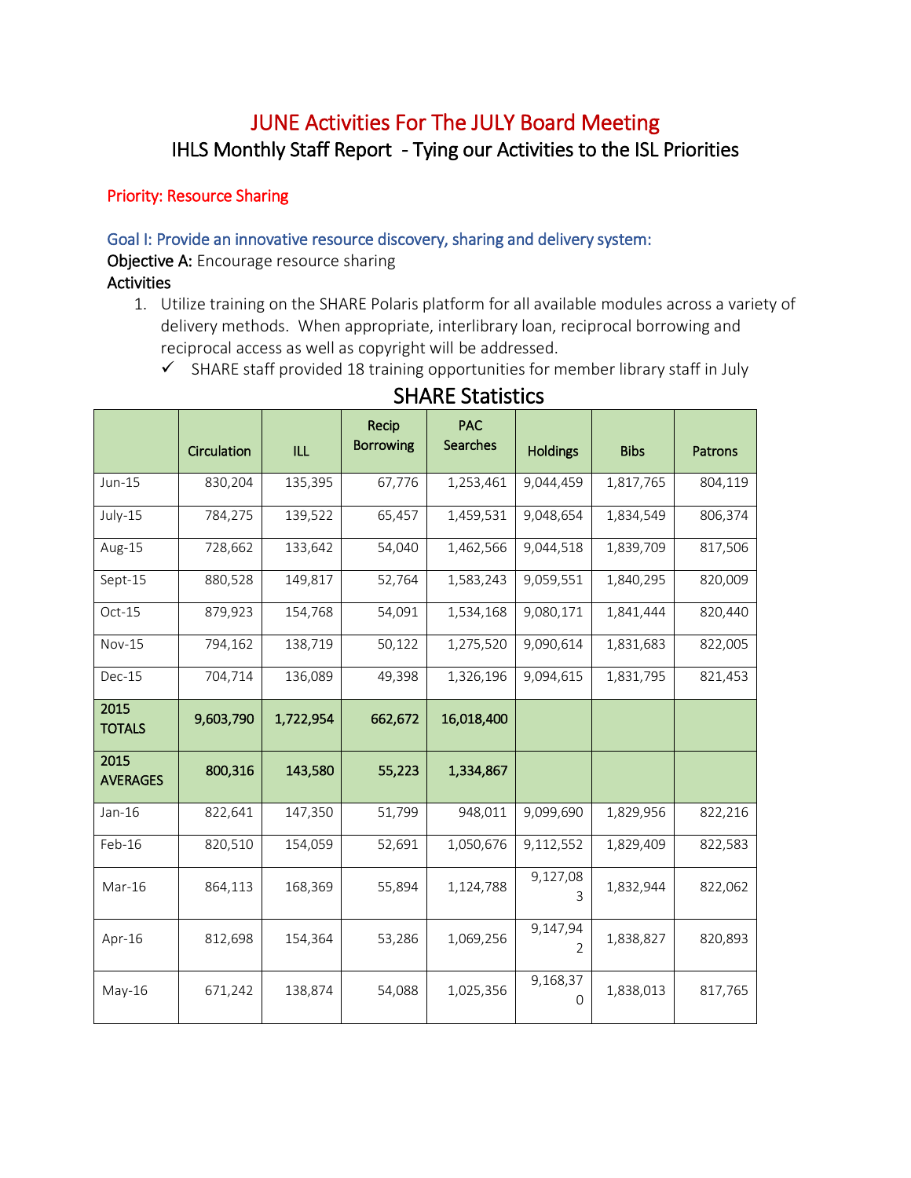# JUNE Activities For The JULY Board Meeting

## IHLS Monthly Staff Report - Tying our Activities to the ISL Priorities

### Priority: Resource Sharing

#### Goal I: Provide an innovative resource discovery, sharing and delivery system:

**Objective A:** Encourage resource sharing

**Activities**

1. Utilize training on the SHARE Polaris platform for all available modules across a variety of delivery methods. When appropriate, interlibrary loan, reciprocal borrowing and reciprocal access as well as copyright will be addressed.
   - ✓ SHARE staff provided 18 training opportunities for member library staff in July

## SHARE Statistics

| | Circulation | ILL | Recip Borrowing | PAC Searches | Holdings | Bibs | Patrons |
|---|---|---|---|---|---|---|---|
| Jun-15 | 830,204 | 135,395 | 67,776 | 1,253,461 | 9,044,459 | 1,817,765 | 804,119 |
| July-15 | 784,275 | 139,522 | 65,457 | 1,459,531 | 9,048,654 | 1,834,549 | 806,374 |
| Aug-15 | 728,662 | 133,642 | 54,040 | 1,462,566 | 9,044,518 | 1,839,709 | 817,506 |
| Sept-15 | 880,528 | 149,817 | 52,764 | 1,583,243 | 9,059,551 | 1,840,295 | 820,009 |
| Oct-15 | 879,923 | 154,768 | 54,091 | 1,534,168 | 9,080,171 | 1,841,444 | 820,440 |
| Nov-15 | 794,162 | 138,719 | 50,122 | 1,275,520 | 9,090,614 | 1,831,683 | 822,005 |
| Dec-15 | 704,714 | 136,089 | 49,398 | 1,326,196 | 9,094,615 | 1,831,795 | 821,453 |
| **2015 TOTALS** | **9,603,790** | **1,722,954** | **662,672** | **16,018,400** | | | |
| **2015 AVERAGES** | **800,316** | **143,580** | **55,223** | **1,334,867** | | | |
| Jan-16 | 822,641 | 147,350 | 51,799 | 948,011 | 9,099,690 | 1,829,956 | 822,216 |
| Feb-16 | 820,510 | 154,059 | 52,691 | 1,050,676 | 9,112,552 | 1,829,409 | 822,583 |
| Mar-16 | 864,113 | 168,369 | 55,894 | 1,124,788 | 9,127,083 | 1,832,944 | 822,062 |
| Apr-16 | 812,698 | 154,364 | 53,286 | 1,069,256 | 9,147,942 | 1,838,827 | 820,893 |
| May-16 | 671,242 | 138,874 | 54,088 | 1,025,356 | 9,168,370 | 1,838,013 | 817,765 |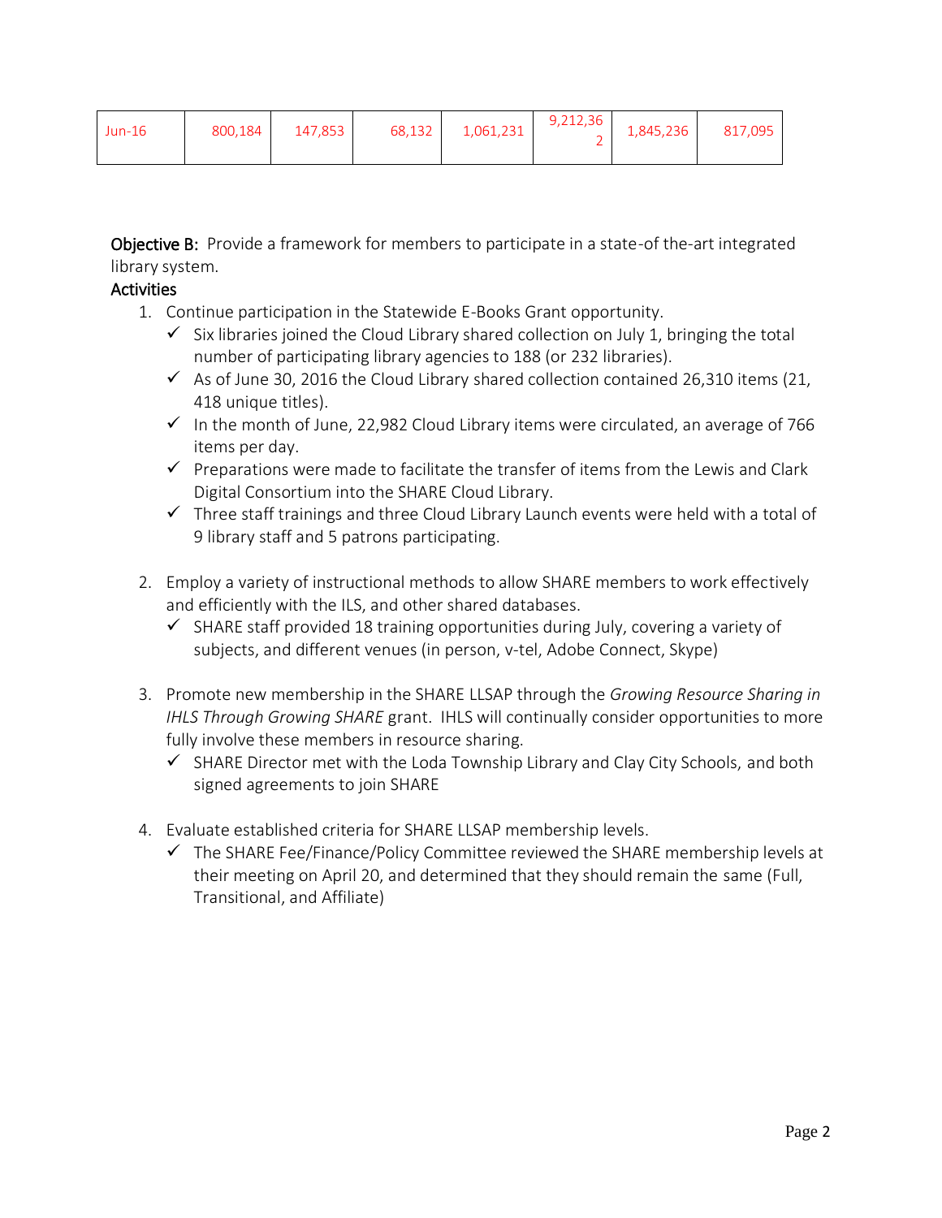| Jun-16 | 800,184 | 147,853 | 68,132 | 1,061,231 | 9,212,362 | 1,845,236 | 817,095 |
|---|---|---|---|---|---|---|---|

**Objective B:** Provide a framework for members to participate in a state-of the-art integrated library system.

**Activities**

1. Continue participation in the Statewide E-Books Grant opportunity.
   - ✓ Six libraries joined the Cloud Library shared collection on July 1, bringing the total number of participating library agencies to 188 (or 232 libraries).
   - ✓ As of June 30, 2016 the Cloud Library shared collection contained 26,310 items (21,418 unique titles).
   - ✓ In the month of June, 22,982 Cloud Library items were circulated, an average of 766 items per day.
   - ✓ Preparations were made to facilitate the transfer of items from the Lewis and Clark Digital Consortium into the SHARE Cloud Library.
   - ✓ Three staff trainings and three Cloud Library Launch events were held with a total of 9 library staff and 5 patrons participating.

2. Employ a variety of instructional methods to allow SHARE members to work effectively and efficiently with the ILS, and other shared databases.
   - ✓ SHARE staff provided 18 training opportunities during July, covering a variety of subjects, and different venues (in person, v-tel, Adobe Connect, Skype)

3. Promote new membership in the SHARE LLSAP through the *Growing Resource Sharing in IHLS Through Growing SHARE* grant. IHLS will continually consider opportunities to more fully involve these members in resource sharing.
   - ✓ SHARE Director met with the Loda Township Library and Clay City Schools, and both signed agreements to join SHARE

4. Evaluate established criteria for SHARE LLSAP membership levels.
   - ✓ The SHARE Fee/Finance/Policy Committee reviewed the SHARE membership levels at their meeting on April 20, and determined that they should remain the same (Full, Transitional, and Affiliate)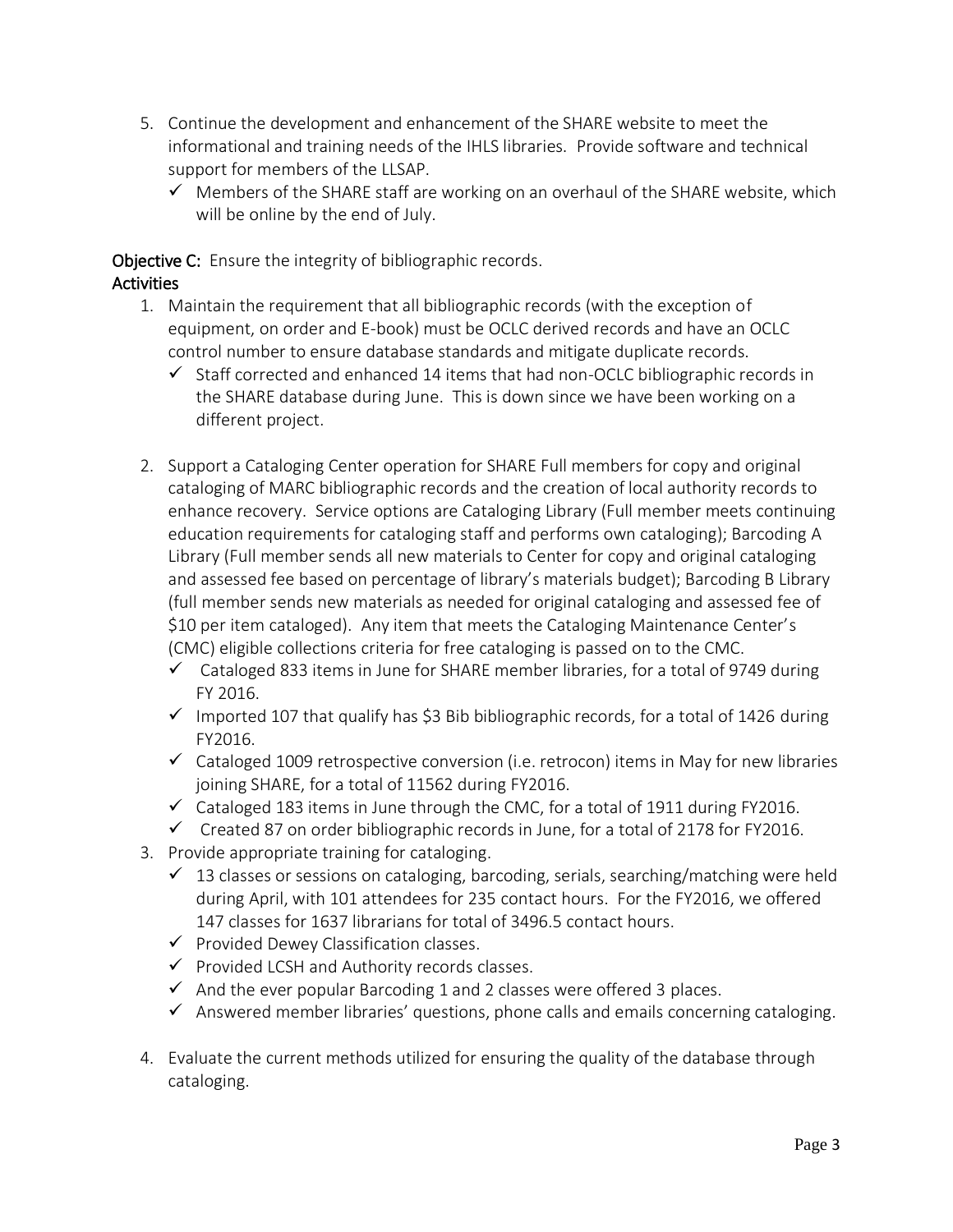5. Continue the development and enhancement of the SHARE website to meet the informational and training needs of the IHLS libraries. Provide software and technical support for members of the LLSAP.
   - ✓ Members of the SHARE staff are working on an overhaul of the SHARE website, which will be online by the end of July.

**Objective C:** Ensure the integrity of bibliographic records.

**Activities**

1. Maintain the requirement that all bibliographic records (with the exception of equipment, on order and E-book) must be OCLC derived records and have an OCLC control number to ensure database standards and mitigate duplicate records.
   - ✓ Staff corrected and enhanced 14 items that had non-OCLC bibliographic records in the SHARE database during June. This is down since we have been working on a different project.

2. Support a Cataloging Center operation for SHARE Full members for copy and original cataloging of MARC bibliographic records and the creation of local authority records to enhance recovery. Service options are Cataloging Library (Full member meets continuing education requirements for cataloging staff and performs own cataloging); Barcoding A Library (Full member sends all new materials to Center for copy and original cataloging and assessed fee based on percentage of library's materials budget); Barcoding B Library (full member sends new materials as needed for original cataloging and assessed fee of $10 per item cataloged). Any item that meets the Cataloging Maintenance Center's (CMC) eligible collections criteria for free cataloging is passed on to the CMC.
   - ✓ Cataloged 833 items in June for SHARE member libraries, for a total of 9749 during FY 2016.
   - ✓ Imported 107 that qualify has $3 Bib bibliographic records, for a total of 1426 during FY2016.
   - ✓ Cataloged 1009 retrospective conversion (i.e. retrocon) items in May for new libraries joining SHARE, for a total of 11562 during FY2016.
   - ✓ Cataloged 183 items in June through the CMC, for a total of 1911 during FY2016.
   - ✓ Created 87 on order bibliographic records in June, for a total of 2178 for FY2016.
3. Provide appropriate training for cataloging.
   - ✓ 13 classes or sessions on cataloging, barcoding, serials, searching/matching were held during April, with 101 attendees for 235 contact hours. For the FY2016, we offered 147 classes for 1637 librarians for total of 3496.5 contact hours.
   - ✓ Provided Dewey Classification classes.
   - ✓ Provided LCSH and Authority records classes.
   - ✓ And the ever popular Barcoding 1 and 2 classes were offered 3 places.
   - ✓ Answered member libraries' questions, phone calls and emails concerning cataloging.

4. Evaluate the current methods utilized for ensuring the quality of the database through cataloging.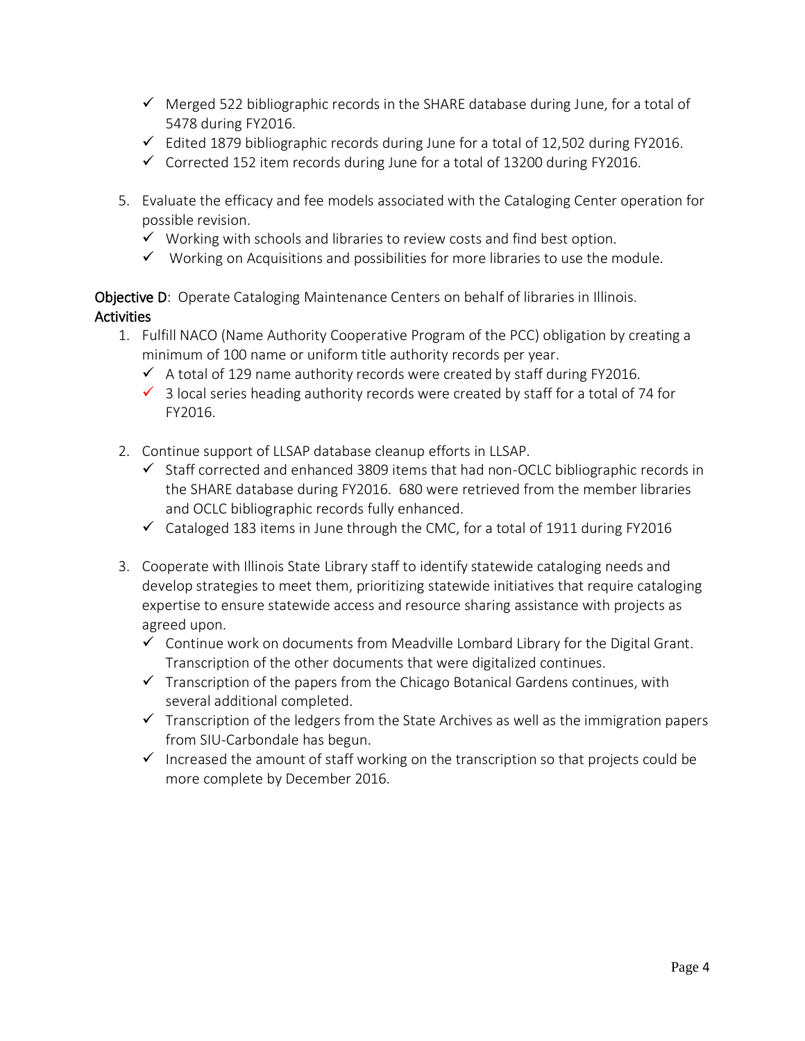- ✓ Merged 522 bibliographic records in the SHARE database during June, for a total of 5478 during FY2016.
- ✓ Edited 1879 bibliographic records during June for a total of 12,502 during FY2016.
- ✓ Corrected 152 item records during June for a total of 13200 during FY2016.

5. Evaluate the efficacy and fee models associated with the Cataloging Center operation for possible revision.
   - ✓ Working with schools and libraries to review costs and find best option.
   - ✓ Working on Acquisitions and possibilities for more libraries to use the module.

**Objective D**: Operate Cataloging Maintenance Centers on behalf of libraries in Illinois.

**Activities**

1. Fulfill NACO (Name Authority Cooperative Program of the PCC) obligation by creating a minimum of 100 name or uniform title authority records per year.
   - ✓ A total of 129 name authority records were created by staff during FY2016.
   - ✓ 3 local series heading authority records were created by staff for a total of 74 for FY2016.

2. Continue support of LLSAP database cleanup efforts in LLSAP.
   - ✓ Staff corrected and enhanced 3809 items that had non-OCLC bibliographic records in the SHARE database during FY2016. 680 were retrieved from the member libraries and OCLC bibliographic records fully enhanced.
   - ✓ Cataloged 183 items in June through the CMC, for a total of 1911 during FY2016

3. Cooperate with Illinois State Library staff to identify statewide cataloging needs and develop strategies to meet them, prioritizing statewide initiatives that require cataloging expertise to ensure statewide access and resource sharing assistance with projects as agreed upon.
   - ✓ Continue work on documents from Meadville Lombard Library for the Digital Grant. Transcription of the other documents that were digitalized continues.
   - ✓ Transcription of the papers from the Chicago Botanical Gardens continues, with several additional completed.
   - ✓ Transcription of the ledgers from the State Archives as well as the immigration papers from SIU-Carbondale has begun.
   - ✓ Increased the amount of staff working on the transcription so that projects could be more complete by December 2016.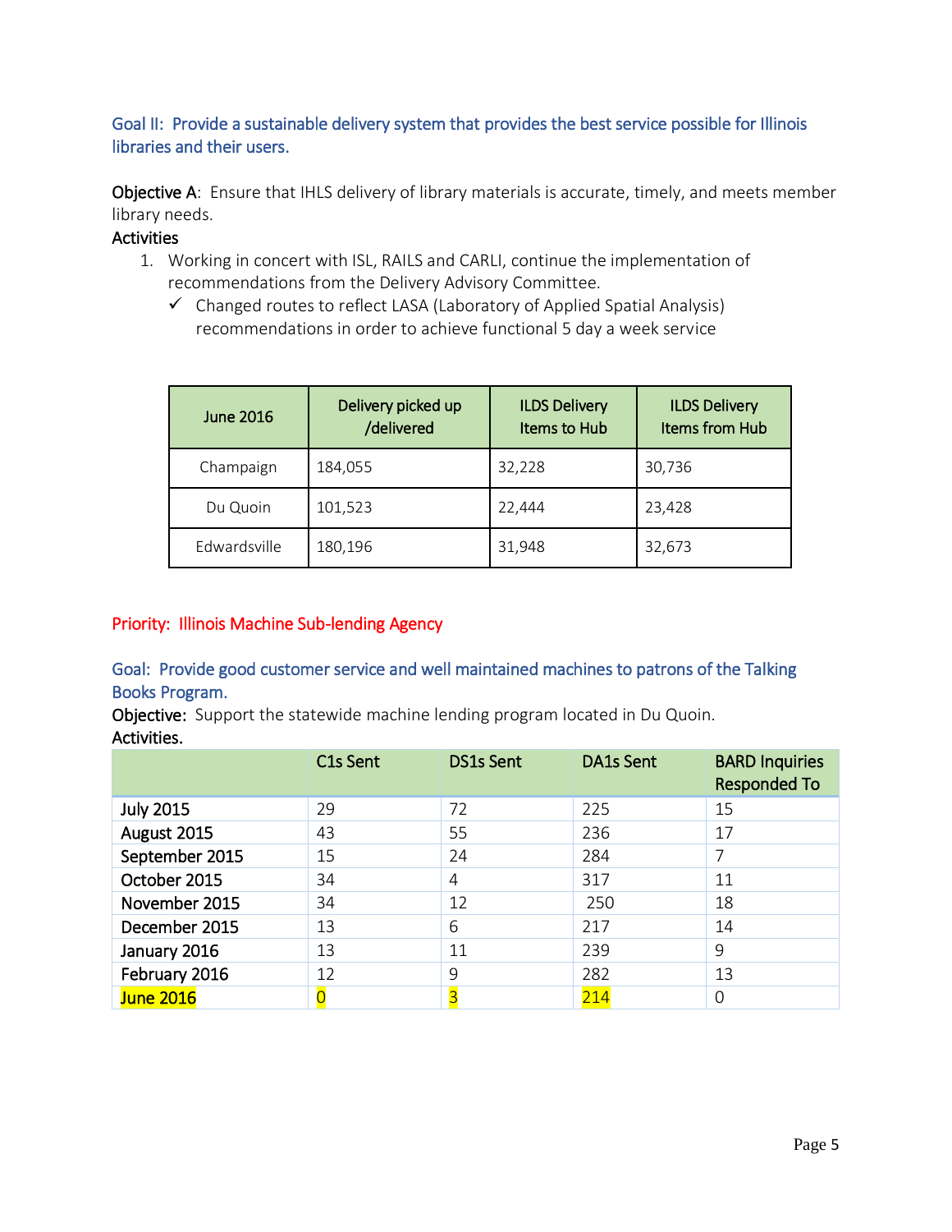## Goal II: Provide a sustainable delivery system that provides the best service possible for Illinois libraries and their users.

**Objective A**: Ensure that IHLS delivery of library materials is accurate, timely, and meets member library needs.

**Activities**

1. Working in concert with ISL, RAILS and CARLI, continue the implementation of recommendations from the Delivery Advisory Committee.
   - ✓ Changed routes to reflect LASA (Laboratory of Applied Spatial Analysis) recommendations in order to achieve functional 5 day a week service

| June 2016 | Delivery picked up /delivered | ILDS Delivery Items to Hub | ILDS Delivery Items from Hub |
|---|---|---|---|
| Champaign | 184,055 | 32,228 | 30,736 |
| Du Quoin | 101,523 | 22,444 | 23,428 |
| Edwardsville | 180,196 | 31,948 | 32,673 |

## Priority: Illinois Machine Sub-lending Agency

### Goal: Provide good customer service and well maintained machines to patrons of the Talking Books Program.

**Objective:** Support the statewide machine lending program located in Du Quoin.

**Activities.**

| | C1s Sent | DS1s Sent | DA1s Sent | BARD Inquiries Responded To |
|---|---|---|---|---|
| July 2015 | 29 | 72 | 225 | 15 |
| August 2015 | 43 | 55 | 236 | 17 |
| September 2015 | 15 | 24 | 284 | 7 |
| October 2015 | 34 | 4 | 317 | 11 |
| November 2015 | 34 | 12 | 250 | 18 |
| December 2015 | 13 | 6 | 217 | 14 |
| January 2016 | 13 | 11 | 239 | 9 |
| February 2016 | 12 | 9 | 282 | 13 |
| June 2016 | 0 | 3 | 214 | 0 |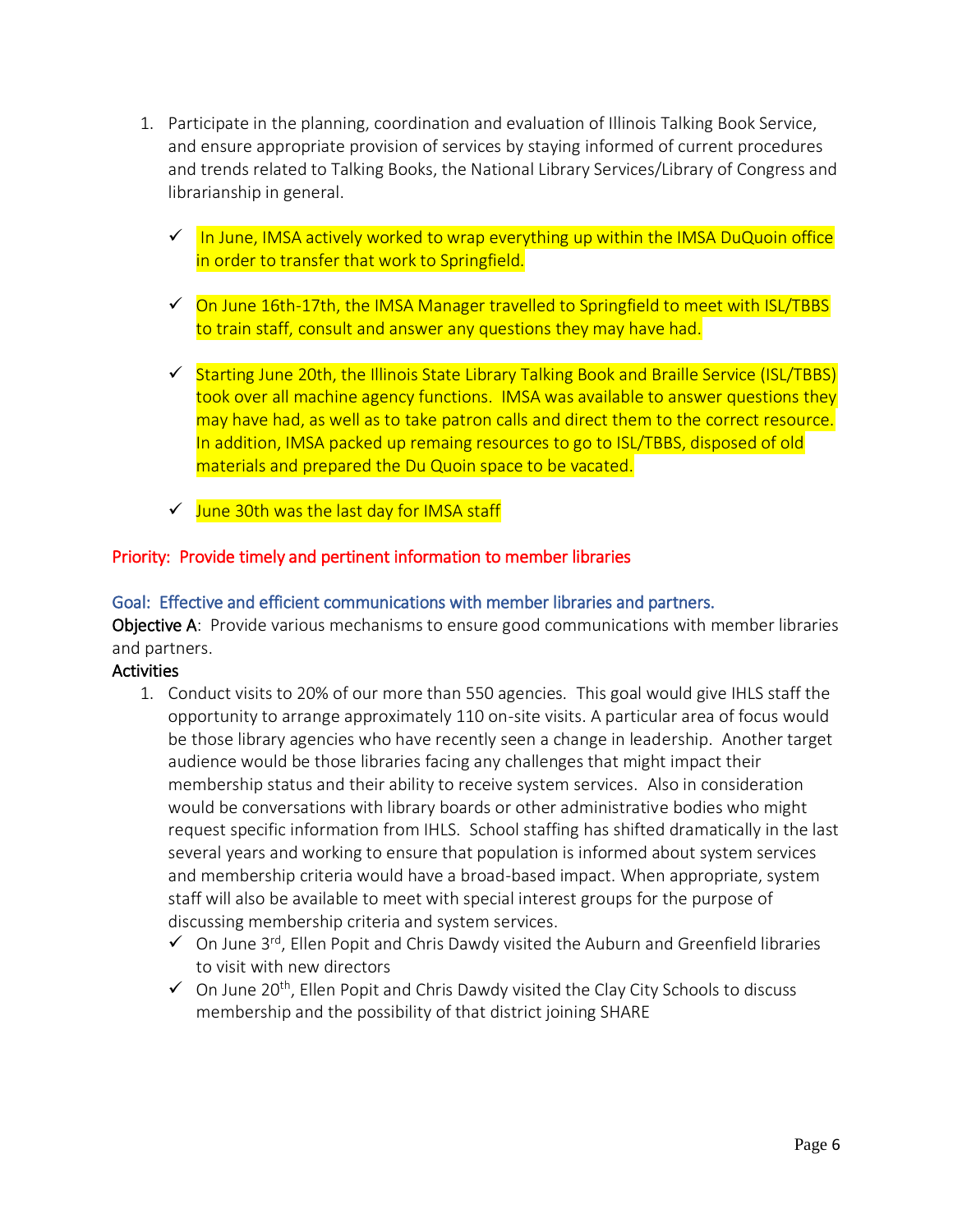1. Participate in the planning, coordination and evaluation of Illinois Talking Book Service, and ensure appropriate provision of services by staying informed of current procedures and trends related to Talking Books, the National Library Services/Library of Congress and librarianship in general.

   - ✓ In June, IMSA actively worked to wrap everything up within the IMSA DuQuoin office in order to transfer that work to Springfield.

   - ✓ On June 16th-17th, the IMSA Manager travelled to Springfield to meet with ISL/TBBS to train staff, consult and answer any questions they may have had.

   - ✓ Starting June 20th, the Illinois State Library Talking Book and Braille Service (ISL/TBBS) took over all machine agency functions. IMSA was available to answer questions they may have had, as well as to take patron calls and direct them to the correct resource. In addition, IMSA packed up remaing resources to go to ISL/TBBS, disposed of old materials and prepared the Du Quoin space to be vacated.

   - ✓ June 30th was the last day for IMSA staff

## Priority: Provide timely and pertinent information to member libraries

### Goal: Effective and efficient communications with member libraries and partners.

**Objective A**: Provide various mechanisms to ensure good communications with member libraries and partners.

**Activities**

1. Conduct visits to 20% of our more than 550 agencies. This goal would give IHLS staff the opportunity to arrange approximately 110 on-site visits. A particular area of focus would be those library agencies who have recently seen a change in leadership. Another target audience would be those libraries facing any challenges that might impact their membership status and their ability to receive system services. Also in consideration would be conversations with library boards or other administrative bodies who might request specific information from IHLS. School staffing has shifted dramatically in the last several years and working to ensure that population is informed about system services and membership criteria would have a broad-based impact. When appropriate, system staff will also be available to meet with special interest groups for the purpose of discussing membership criteria and system services.
   - ✓ On June 3rd, Ellen Popit and Chris Dawdy visited the Auburn and Greenfield libraries to visit with new directors
   - ✓ On June 20th, Ellen Popit and Chris Dawdy visited the Clay City Schools to discuss membership and the possibility of that district joining SHARE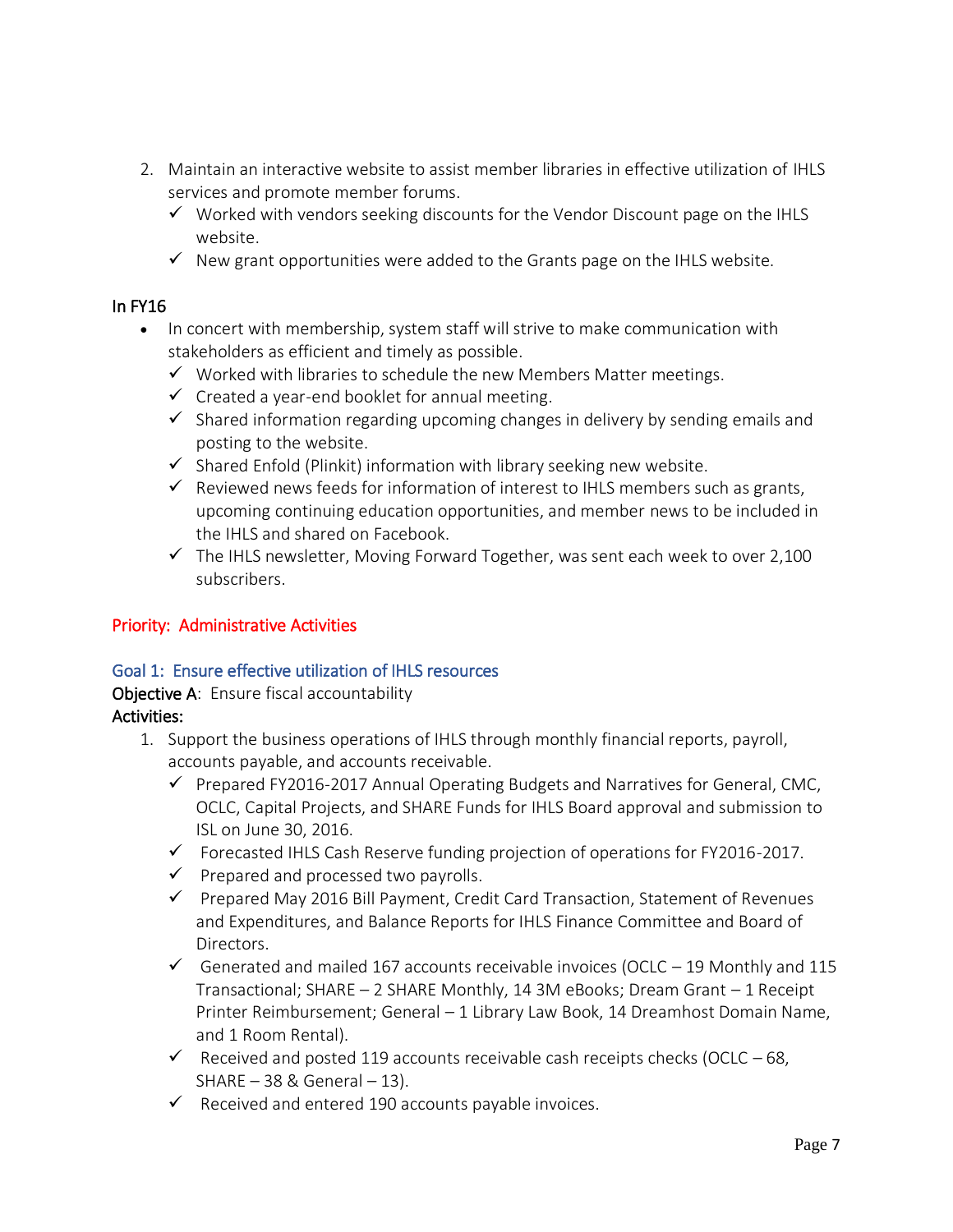2. Maintain an interactive website to assist member libraries in effective utilization of IHLS services and promote member forums.
   - ✓ Worked with vendors seeking discounts for the Vendor Discount page on the IHLS website.
   - ✓ New grant opportunities were added to the Grants page on the IHLS website.

In FY16

- In concert with membership, system staff will strive to make communication with stakeholders as efficient and timely as possible.
  - ✓ Worked with libraries to schedule the new Members Matter meetings.
  - ✓ Created a year-end booklet for annual meeting.
  - ✓ Shared information regarding upcoming changes in delivery by sending emails and posting to the website.
  - ✓ Shared Enfold (Plinkit) information with library seeking new website.
  - ✓ Reviewed news feeds for information of interest to IHLS members such as grants, upcoming continuing education opportunities, and member news to be included in the IHLS and shared on Facebook.
  - ✓ The IHLS newsletter, Moving Forward Together, was sent each week to over 2,100 subscribers.

## Priority: Administrative Activities

### Goal 1: Ensure effective utilization of IHLS resources

**Objective A**: Ensure fiscal accountability

**Activities:**

1. Support the business operations of IHLS through monthly financial reports, payroll, accounts payable, and accounts receivable.
   - ✓ Prepared FY2016-2017 Annual Operating Budgets and Narratives for General, CMC, OCLC, Capital Projects, and SHARE Funds for IHLS Board approval and submission to ISL on June 30, 2016.
   - ✓ Forecasted IHLS Cash Reserve funding projection of operations for FY2016-2017.
   - ✓ Prepared and processed two payrolls.
   - ✓ Prepared May 2016 Bill Payment, Credit Card Transaction, Statement of Revenues and Expenditures, and Balance Reports for IHLS Finance Committee and Board of Directors.
   - ✓ Generated and mailed 167 accounts receivable invoices (OCLC – 19 Monthly and 115 Transactional; SHARE – 2 SHARE Monthly, 14 3M eBooks; Dream Grant – 1 Receipt Printer Reimbursement; General – 1 Library Law Book, 14 Dreamhost Domain Name, and 1 Room Rental).
   - ✓ Received and posted 119 accounts receivable cash receipts checks (OCLC – 68, SHARE – 38 & General – 13).
   - ✓ Received and entered 190 accounts payable invoices.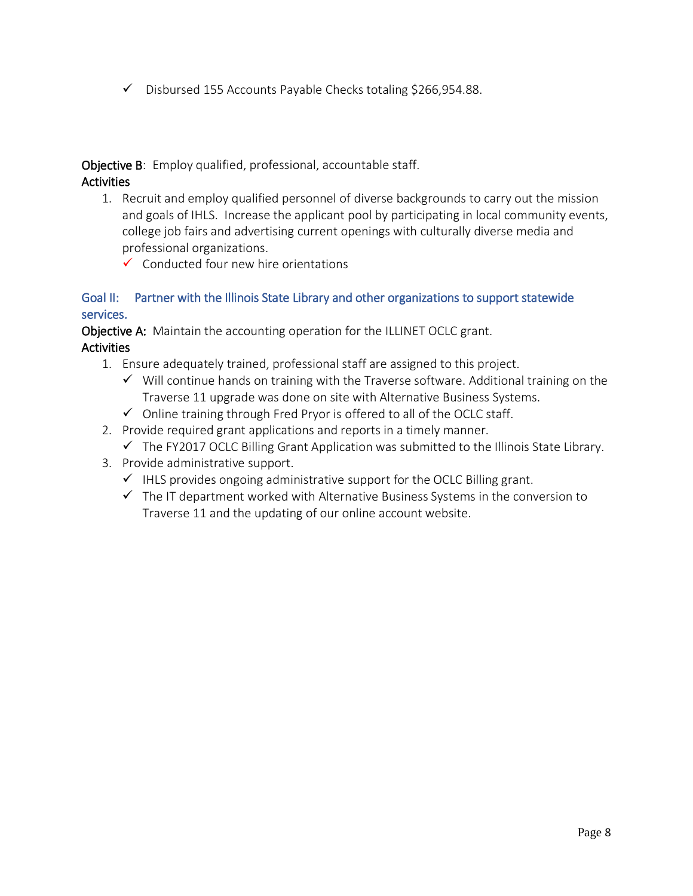- ✓ Disbursed 155 Accounts Payable Checks totaling $266,954.88.

**Objective B**: Employ qualified, professional, accountable staff.

**Activities**

1. Recruit and employ qualified personnel of diverse backgrounds to carry out the mission and goals of IHLS. Increase the applicant pool by participating in local community events, college job fairs and advertising current openings with culturally diverse media and professional organizations.
   - ✓ Conducted four new hire orientations

## Goal II: Partner with the Illinois State Library and other organizations to support statewide services.

**Objective A:** Maintain the accounting operation for the ILLINET OCLC grant.

**Activities**

1. Ensure adequately trained, professional staff are assigned to this project.
   - ✓ Will continue hands on training with the Traverse software. Additional training on the Traverse 11 upgrade was done on site with Alternative Business Systems.
   - ✓ Online training through Fred Pryor is offered to all of the OCLC staff.
2. Provide required grant applications and reports in a timely manner.
   - ✓ The FY2017 OCLC Billing Grant Application was submitted to the Illinois State Library.
3. Provide administrative support.
   - ✓ IHLS provides ongoing administrative support for the OCLC Billing grant.
   - ✓ The IT department worked with Alternative Business Systems in the conversion to Traverse 11 and the updating of our online account website.